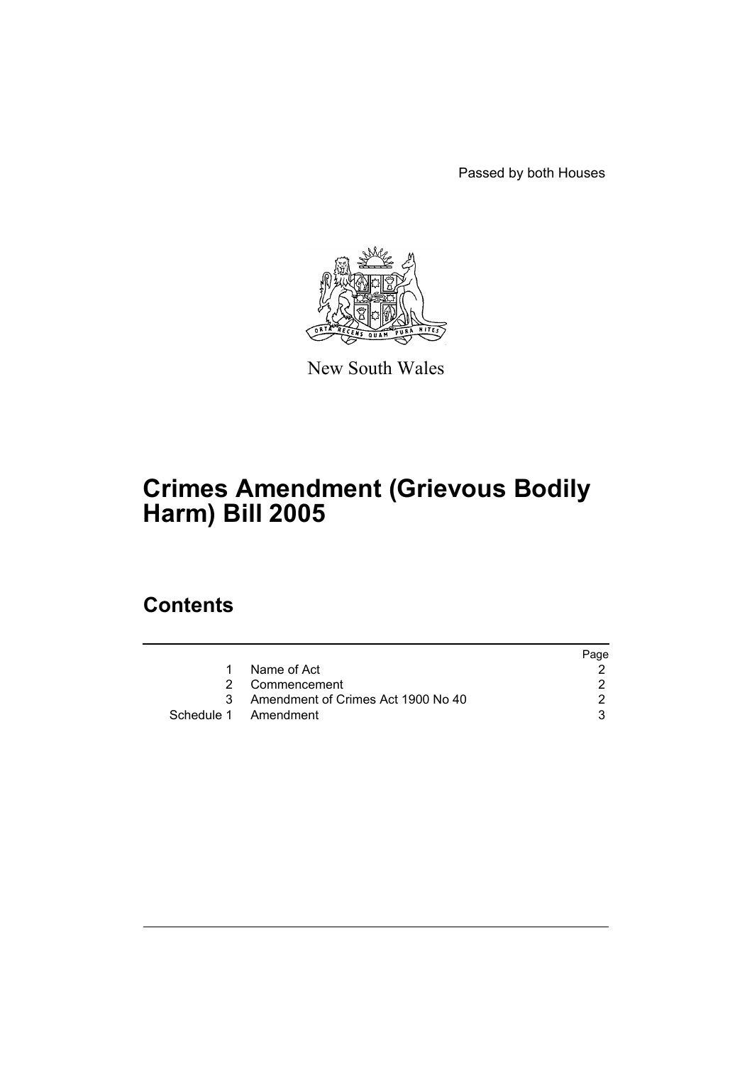Passed by both Houses

New South Wales

# Crimes Amendment (Grievous Bodily Harm) Bill 2005

## Contents

| | | Page |
|---|---|---|
| 1 | Name of Act | 2 |
| 2 | Commencement | 2 |
| 3 | Amendment of Crimes Act 1900 No 40 | 2 |
| Schedule 1 | Amendment | 3 |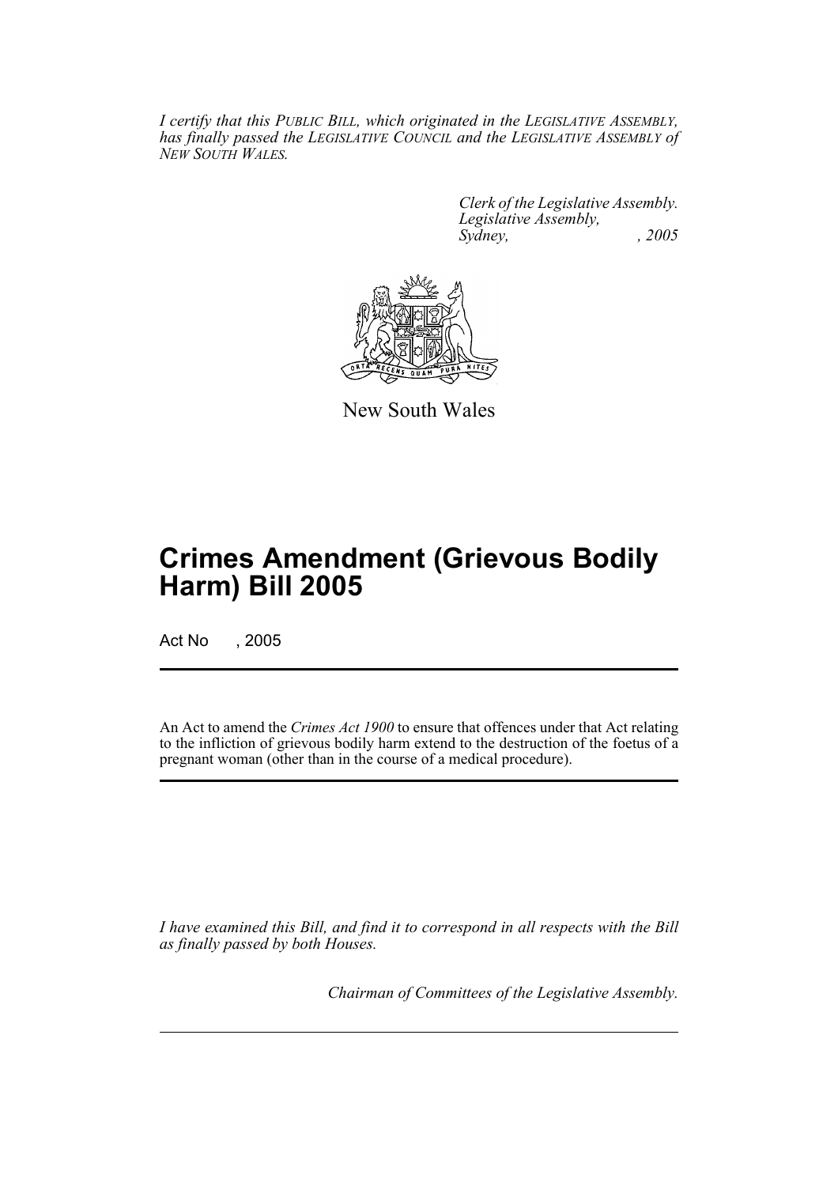*I certify that this PUBLIC BILL, which originated in the LEGISLATIVE ASSEMBLY, has finally passed the LEGISLATIVE COUNCIL and the LEGISLATIVE ASSEMBLY of NEW SOUTH WALES.*

*Clerk of the Legislative Assembly.*
*Legislative Assembly,*
*Sydney, , 2005*

New South Wales

# Crimes Amendment (Grievous Bodily Harm) Bill 2005

Act No , 2005

An Act to amend the *Crimes Act 1900* to ensure that offences under that Act relating to the infliction of grievous bodily harm extend to the destruction of the foetus of a pregnant woman (other than in the course of a medical procedure).

*I have examined this Bill, and find it to correspond in all respects with the Bill as finally passed by both Houses.*

*Chairman of Committees of the Legislative Assembly.*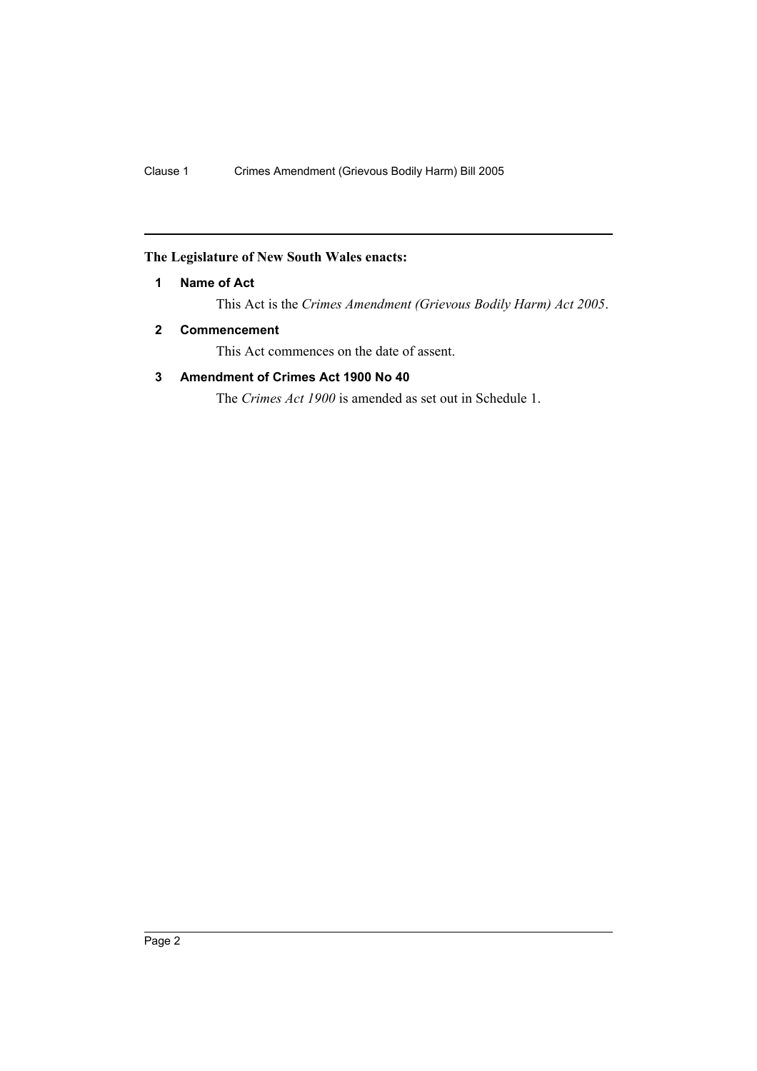**The Legislature of New South Wales enacts:**

## 1 Name of Act

This Act is the *Crimes Amendment (Grievous Bodily Harm) Act 2005*.

## 2 Commencement

This Act commences on the date of assent.

## 3 Amendment of Crimes Act 1900 No 40

The *Crimes Act 1900* is amended as set out in Schedule 1.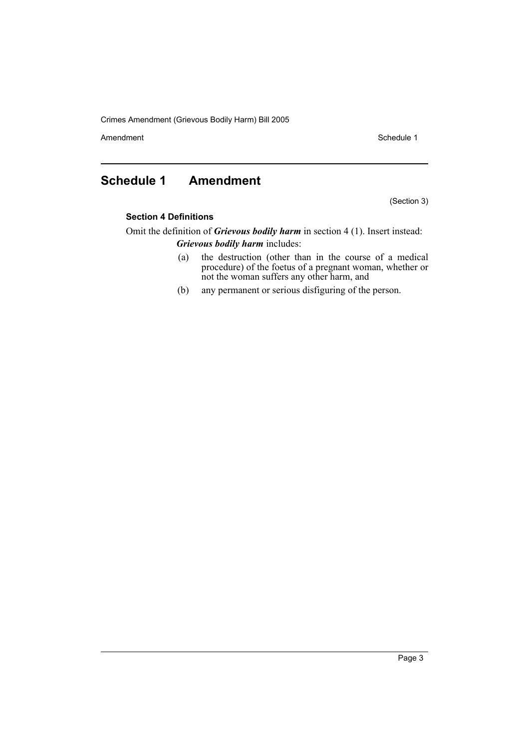# Schedule 1 Amendment

(Section 3)

### Section 4 Definitions

Omit the definition of ***Grievous bodily harm*** in section 4 (1). Insert instead:

***Grievous bodily harm*** includes:

(a) the destruction (other than in the course of a medical procedure) of the foetus of a pregnant woman, whether or not the woman suffers any other harm, and

(b) any permanent or serious disfiguring of the person.